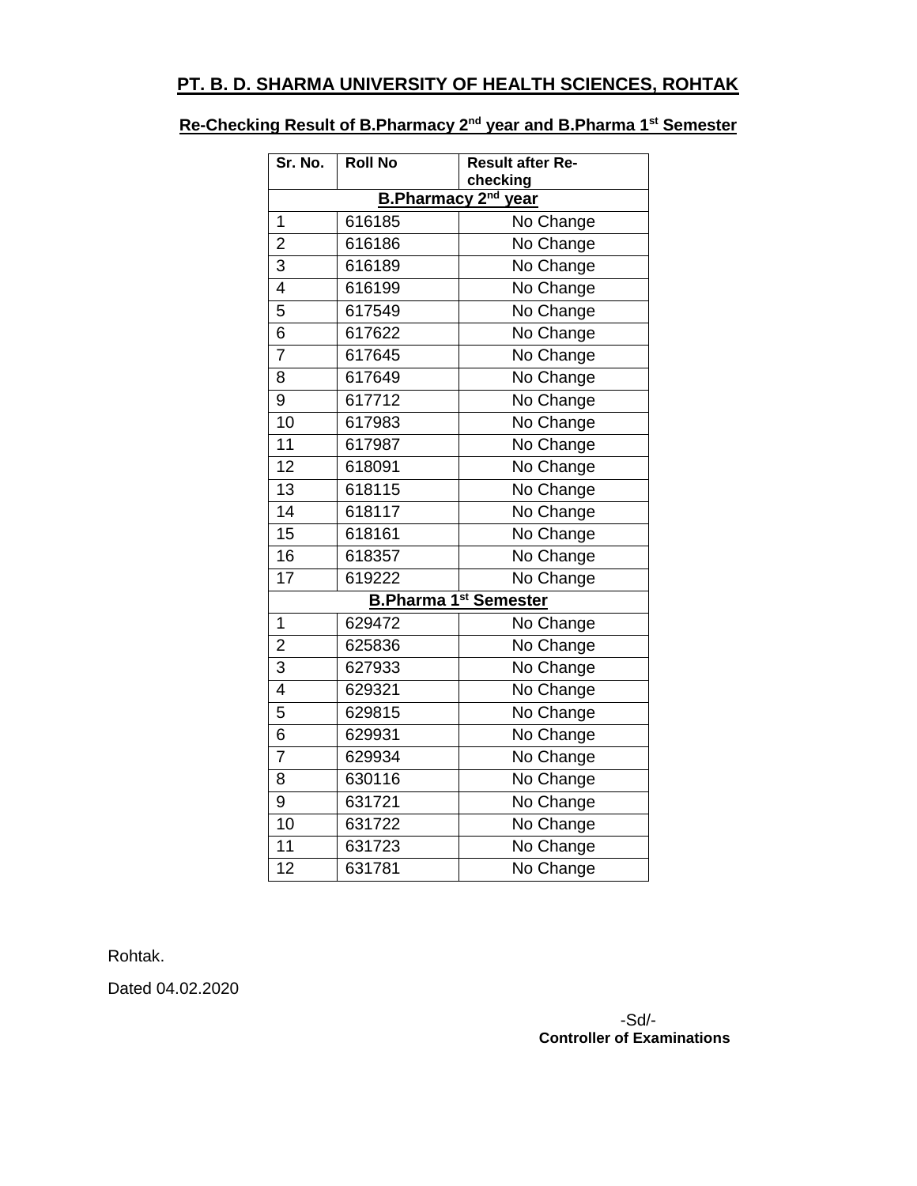# PT. B. D. SHARMA UNIVERSITY OF HEALTH SCIENCES, ROHTAK

## Re-Checking Result of B.Pharmacy 2nd year and B.Pharma 1st Semester

| Sr. No. | Roll No | Result after Re-checking |
|---|---|---|
| **B.Pharmacy 2nd year** | | |
| 1 | 616185 | No Change |
| 2 | 616186 | No Change |
| 3 | 616189 | No Change |
| 4 | 616199 | No Change |
| 5 | 617549 | No Change |
| 6 | 617622 | No Change |
| 7 | 617645 | No Change |
| 8 | 617649 | No Change |
| 9 | 617712 | No Change |
| 10 | 617983 | No Change |
| 11 | 617987 | No Change |
| 12 | 618091 | No Change |
| 13 | 618115 | No Change |
| 14 | 618117 | No Change |
| 15 | 618161 | No Change |
| 16 | 618357 | No Change |
| 17 | 619222 | No Change |
| **B.Pharma 1st Semester** | | |
| 1 | 629472 | No Change |
| 2 | 625836 | No Change |
| 3 | 627933 | No Change |
| 4 | 629321 | No Change |
| 5 | 629815 | No Change |
| 6 | 629931 | No Change |
| 7 | 629934 | No Change |
| 8 | 630116 | No Change |
| 9 | 631721 | No Change |
| 10 | 631722 | No Change |
| 11 | 631723 | No Change |
| 12 | 631781 | No Change |

Rohtak.

Dated 04.02.2020

-Sd/-
**Controller of Examinations**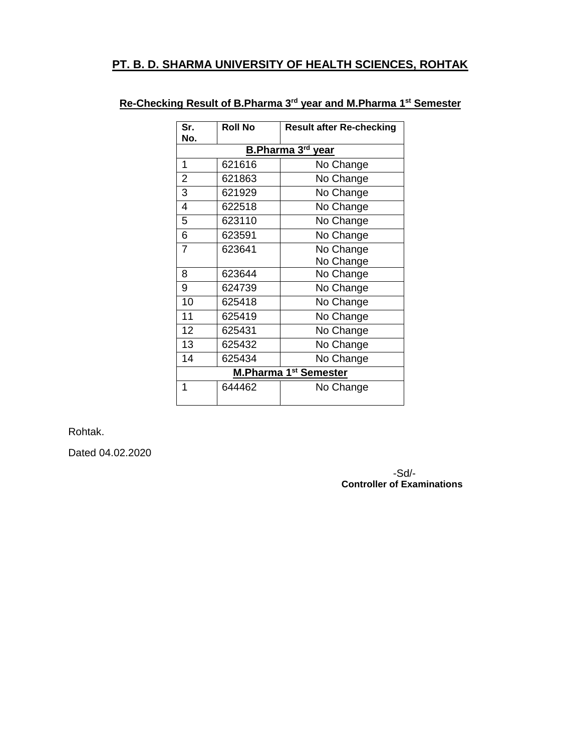## PT. B. D. SHARMA UNIVERSITY OF HEALTH SCIENCES, ROHTAK

### Re-Checking Result of B.Pharma 3rd year and M.Pharma 1st Semester

| Sr. No. | Roll No | Result after Re-checking |
|---|---|---|
| **B.Pharma 3rd year** | | |
| 1 | 621616 | No Change |
| 2 | 621863 | No Change |
| 3 | 621929 | No Change |
| 4 | 622518 | No Change |
| 5 | 623110 | No Change |
| 6 | 623591 | No Change |
| 7 | 623641 | No Change<br>No Change |
| 8 | 623644 | No Change |
| 9 | 624739 | No Change |
| 10 | 625418 | No Change |
| 11 | 625419 | No Change |
| 12 | 625431 | No Change |
| 13 | 625432 | No Change |
| 14 | 625434 | No Change |
| **M.Pharma 1st Semester** | | |
| 1 | 644462 | No Change |

Rohtak.

Dated 04.02.2020

-Sd/-
**Controller of Examinations**